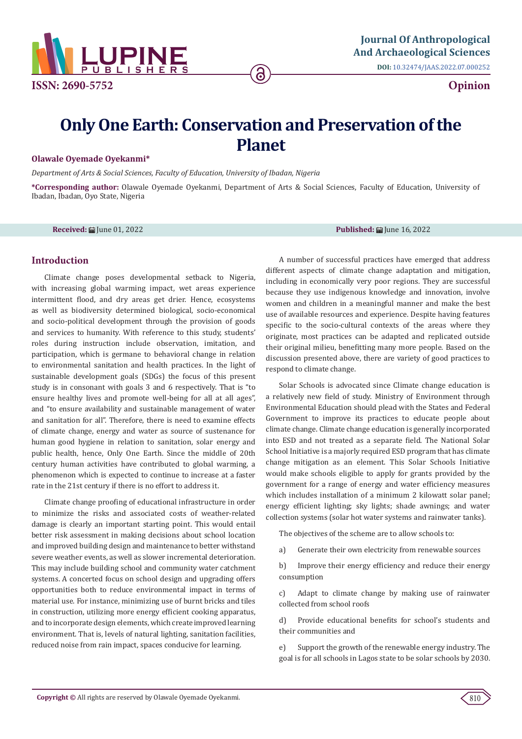# Only One Earth: Conservation and Preservation of the Planet

**Olawale Oyemade Oyekanmi***

*Department of Arts & Social Sciences, Faculty of Education, University of Ibadan, Nigeria*

***Corresponding author:** Olawale Oyemade Oyekanmi, Department of Arts & Social Sciences, Faculty of Education, University of Ibadan, Ibadan, Oyo State, Nigeria

**Received:** June 01, 2022 **Published:** June 16, 2022

## Introduction

Climate change poses developmental setback to Nigeria, with increasing global warming impact, wet areas experience intermittent flood, and dry areas get drier. Hence, ecosystems as well as biodiversity determined biological, socio-economical and socio-political development through the provision of goods and services to humanity. With reference to this study, students' roles during instruction include observation, imitation, and participation, which is germane to behavioral change in relation to environmental sanitation and health practices. In the light of sustainable development goals (SDGs) the focus of this present study is in consonant with goals 3 and 6 respectively. That is "to ensure healthy lives and promote well-being for all at all ages", and "to ensure availability and sustainable management of water and sanitation for all". Therefore, there is need to examine effects of climate change, energy and water as source of sustenance for human good hygiene in relation to sanitation, solar energy and public health, hence, Only One Earth. Since the middle of 20th century human activities have contributed to global warming, a phenomenon which is expected to continue to increase at a faster rate in the 21st century if there is no effort to address it.

Climate change proofing of educational infrastructure in order to minimize the risks and associated costs of weather-related damage is clearly an important starting point. This would entail better risk assessment in making decisions about school location and improved building design and maintenance to better withstand severe weather events, as well as slower incremental deterioration. This may include building school and community water catchment systems. A concerted focus on school design and upgrading offers opportunities both to reduce environmental impact in terms of material use. For instance, minimizing use of burnt bricks and tiles in construction, utilizing more energy efficient cooking apparatus, and to incorporate design elements, which create improved learning environment. That is, levels of natural lighting, sanitation facilities, reduced noise from rain impact, spaces conducive for learning.

A number of successful practices have emerged that address different aspects of climate change adaptation and mitigation, including in economically very poor regions. They are successful because they use indigenous knowledge and innovation, involve women and children in a meaningful manner and make the best use of available resources and experience. Despite having features specific to the socio-cultural contexts of the areas where they originate, most practices can be adapted and replicated outside their original milieu, benefitting many more people. Based on the discussion presented above, there are variety of good practices to respond to climate change.

Solar Schools is advocated since Climate change education is a relatively new field of study. Ministry of Environment through Environmental Education should plead with the States and Federal Government to improve its practices to educate people about climate change. Climate change education is generally incorporated into ESD and not treated as a separate field. The National Solar School Initiative is a majorly required ESD program that has climate change mitigation as an element. This Solar Schools Initiative would make schools eligible to apply for grants provided by the government for a range of energy and water efficiency measures which includes installation of a minimum 2 kilowatt solar panel; energy efficient lighting; sky lights; shade awnings; and water collection systems (solar hot water systems and rainwater tanks).

The objectives of the scheme are to allow schools to:

a) Generate their own electricity from renewable sources

b) Improve their energy efficiency and reduce their energy consumption

c) Adapt to climate change by making use of rainwater collected from school roofs

d) Provide educational benefits for school's students and their communities and

e) Support the growth of the renewable energy industry. The goal is for all schools in Lagos state to be solar schools by 2030.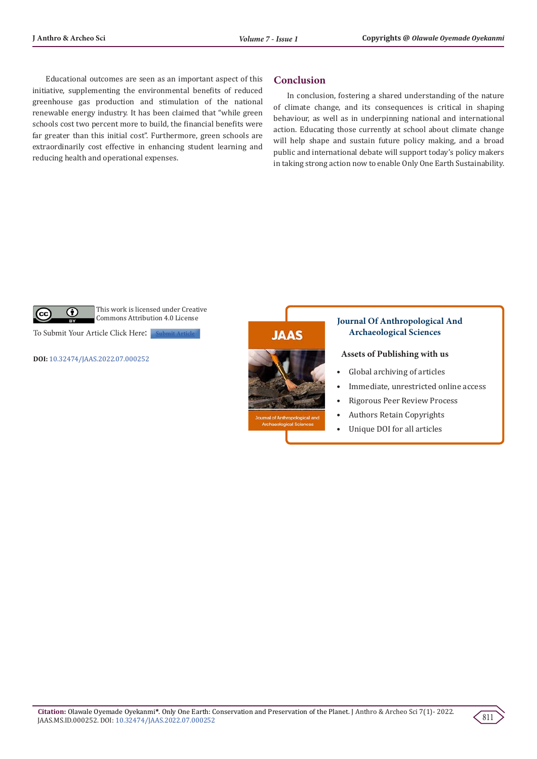Educational outcomes are seen as an important aspect of this initiative, supplementing the environmental benefits of reduced greenhouse gas production and stimulation of the national renewable energy industry. It has been claimed that "while green schools cost two percent more to build, the financial benefits were far greater than this initial cost". Furthermore, green schools are extraordinarily cost effective in enhancing student learning and reducing health and operational expenses.

## Conclusion

In conclusion, fostering a shared understanding of the nature of climate change, and its consequences is critical in shaping behaviour, as well as in underpinning national and international action. Educating those currently at school about climate change will help shape and sustain future policy making, and a broad public and international debate will support today's policy makers in taking strong action now to enable Only One Earth Sustainability.

This work is licensed under Creative Commons Attribution 4.0 License

To Submit Your Article Click Here: Submit Article

**DOI:** 10.32474/JAAS.2022.07.000252

JAAS

Journal of Anthropological and Archaeological Sciences

**Journal Of Anthropological And Archaeological Sciences**

**Assets of Publishing with us**

- Global archiving of articles
- Immediate, unrestricted online access
- Rigorous Peer Review Process
- Authors Retain Copyrights
- Unique DOI for all articles

**Citation:** Olawale Oyemade Oyekanmi*. Only One Earth: Conservation and Preservation of the Planet. J Anthro & Archeo Sci 7(1)- 2022. JAAS.MS.ID.000252. DOI: 10.32474/JAAS.2022.07.000252